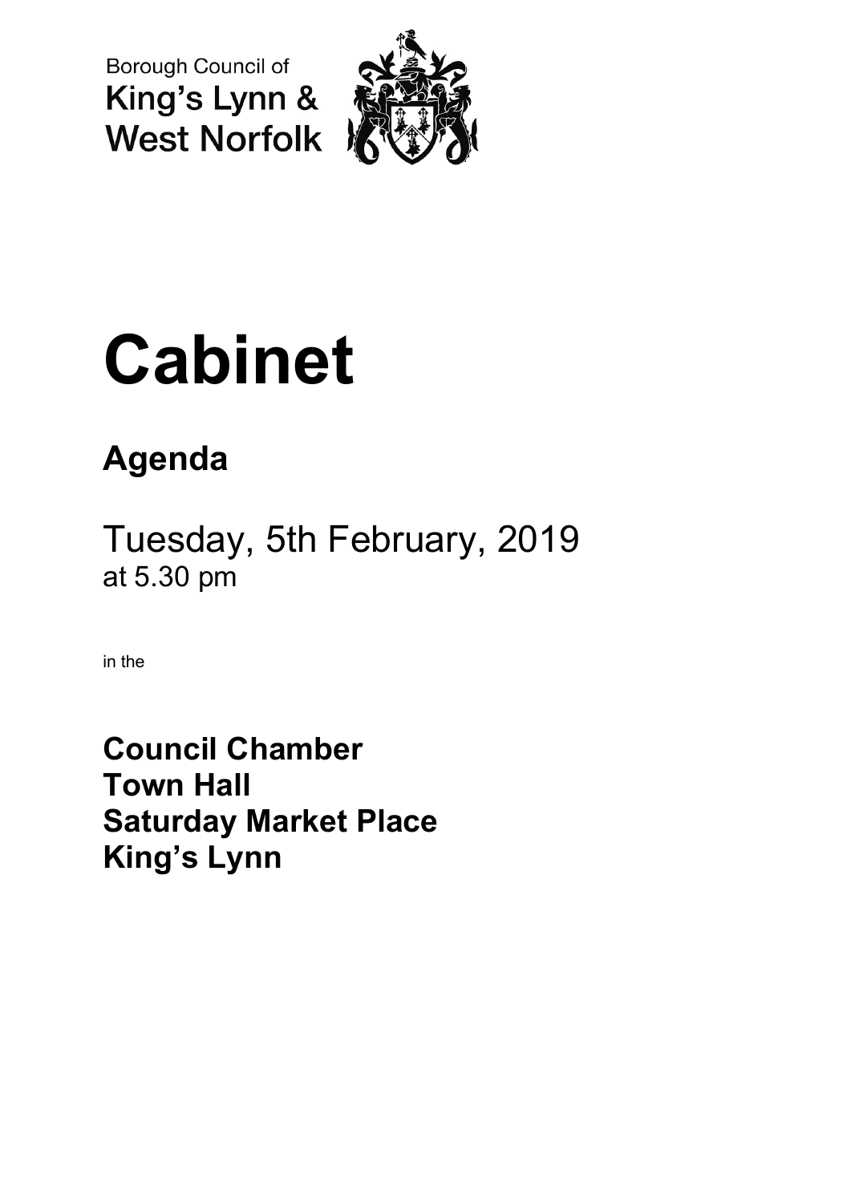Borough Council of
King's Lynn &
West Norfolk

# Cabinet

## Agenda

Tuesday, 5th February, 2019
at 5.30 pm

in the

**Council Chamber**
**Town Hall**
**Saturday Market Place**
**King's Lynn**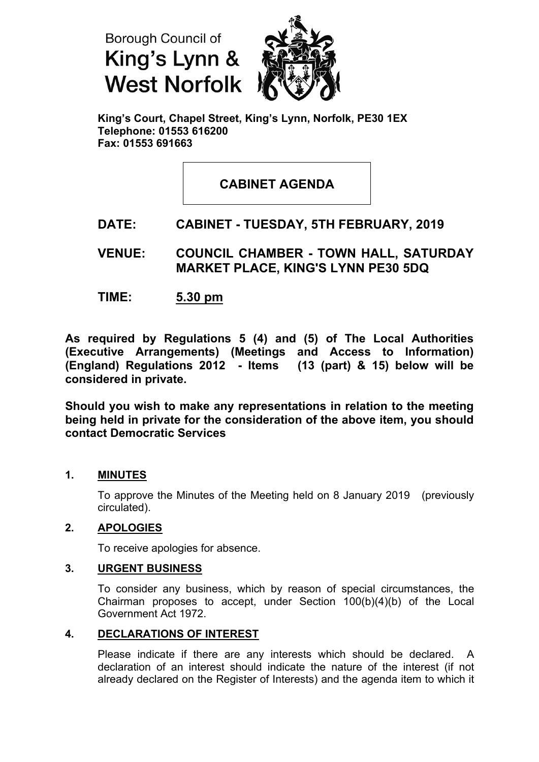Borough Council of
King's Lynn &
West Norfolk

**King's Court, Chapel Street, King's Lynn, Norfolk, PE30 1EX**
**Telephone: 01553 616200**
**Fax: 01553 691663**

# CABINET AGENDA

**DATE: CABINET - TUESDAY, 5TH FEBRUARY, 2019**

**VENUE: COUNCIL CHAMBER - TOWN HALL, SATURDAY MARKET PLACE, KING'S LYNN PE30 5DQ**

**TIME: 5.30 pm**

**As required by Regulations 5 (4) and (5) of The Local Authorities (Executive Arrangements) (Meetings and Access to Information) (England) Regulations 2012 - Items (13 (part) & 15) below will be considered in private.**

**Should you wish to make any representations in relation to the meeting being held in private for the consideration of the above item, you should contact Democratic Services**

## 1. MINUTES

To approve the Minutes of the Meeting held on 8 January 2019 (previously circulated).

## 2. APOLOGIES

To receive apologies for absence.

## 3. URGENT BUSINESS

To consider any business, which by reason of special circumstances, the Chairman proposes to accept, under Section 100(b)(4)(b) of the Local Government Act 1972.

## 4. DECLARATIONS OF INTEREST

Please indicate if there are any interests which should be declared. A declaration of an interest should indicate the nature of the interest (if not already declared on the Register of Interests) and the agenda item to which it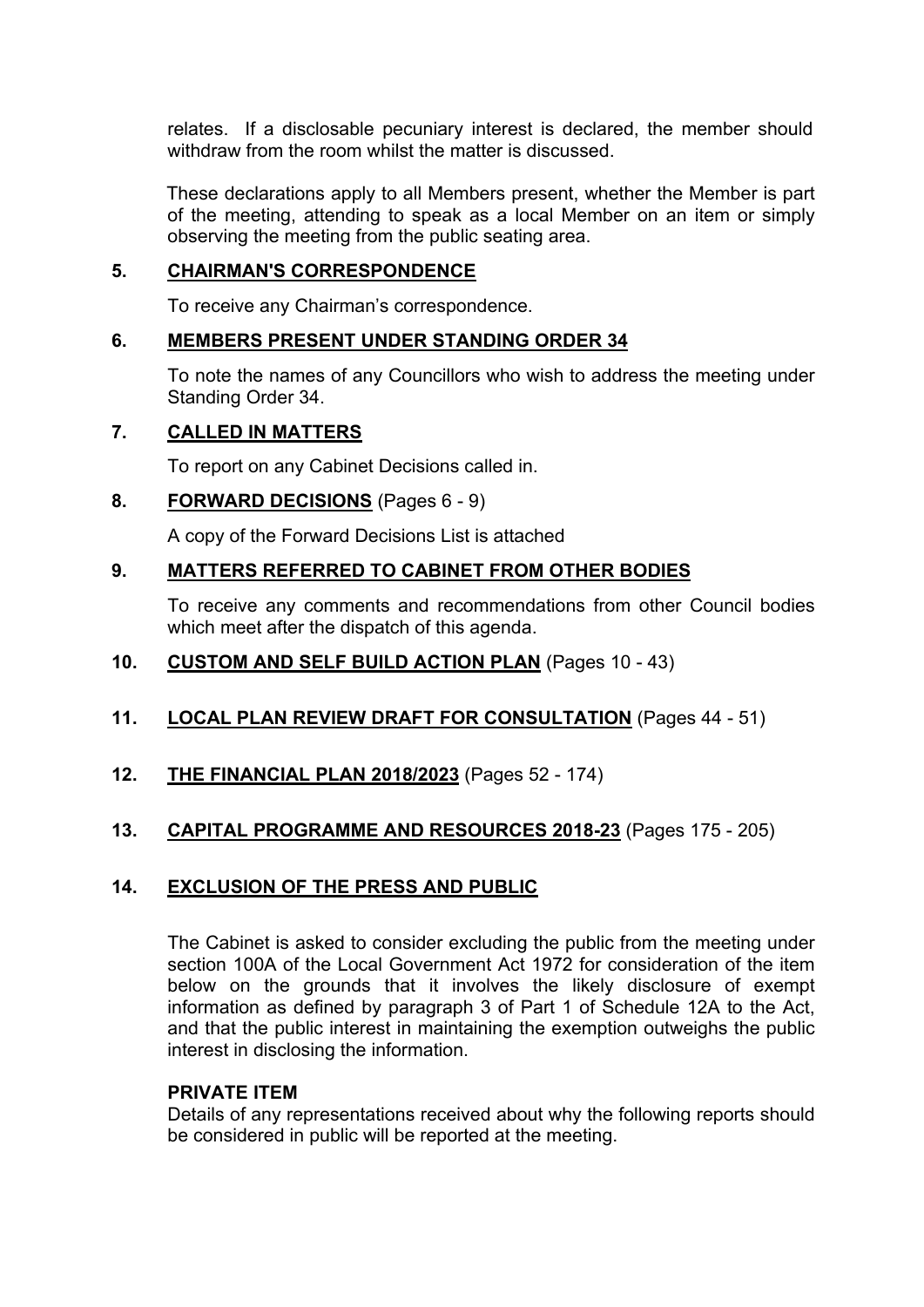relates. If a disclosable pecuniary interest is declared, the member should withdraw from the room whilst the matter is discussed.

These declarations apply to all Members present, whether the Member is part of the meeting, attending to speak as a local Member on an item or simply observing the meeting from the public seating area.

**5. CHAIRMAN'S CORRESPONDENCE**

To receive any Chairman's correspondence.

**6. MEMBERS PRESENT UNDER STANDING ORDER 34**

To note the names of any Councillors who wish to address the meeting under Standing Order 34.

**7. CALLED IN MATTERS**

To report on any Cabinet Decisions called in.

**8. FORWARD DECISIONS** (Pages 6 - 9)

A copy of the Forward Decisions List is attached

**9. MATTERS REFERRED TO CABINET FROM OTHER BODIES**

To receive any comments and recommendations from other Council bodies which meet after the dispatch of this agenda.

**10. CUSTOM AND SELF BUILD ACTION PLAN** (Pages 10 - 43)

**11. LOCAL PLAN REVIEW DRAFT FOR CONSULTATION** (Pages 44 - 51)

**12. THE FINANCIAL PLAN 2018/2023** (Pages 52 - 174)

**13. CAPITAL PROGRAMME AND RESOURCES 2018-23** (Pages 175 - 205)

**14. EXCLUSION OF THE PRESS AND PUBLIC**

The Cabinet is asked to consider excluding the public from the meeting under section 100A of the Local Government Act 1972 for consideration of the item below on the grounds that it involves the likely disclosure of exempt information as defined by paragraph 3 of Part 1 of Schedule 12A to the Act, and that the public interest in maintaining the exemption outweighs the public interest in disclosing the information.

**PRIVATE ITEM**

Details of any representations received about why the following reports should be considered in public will be reported at the meeting.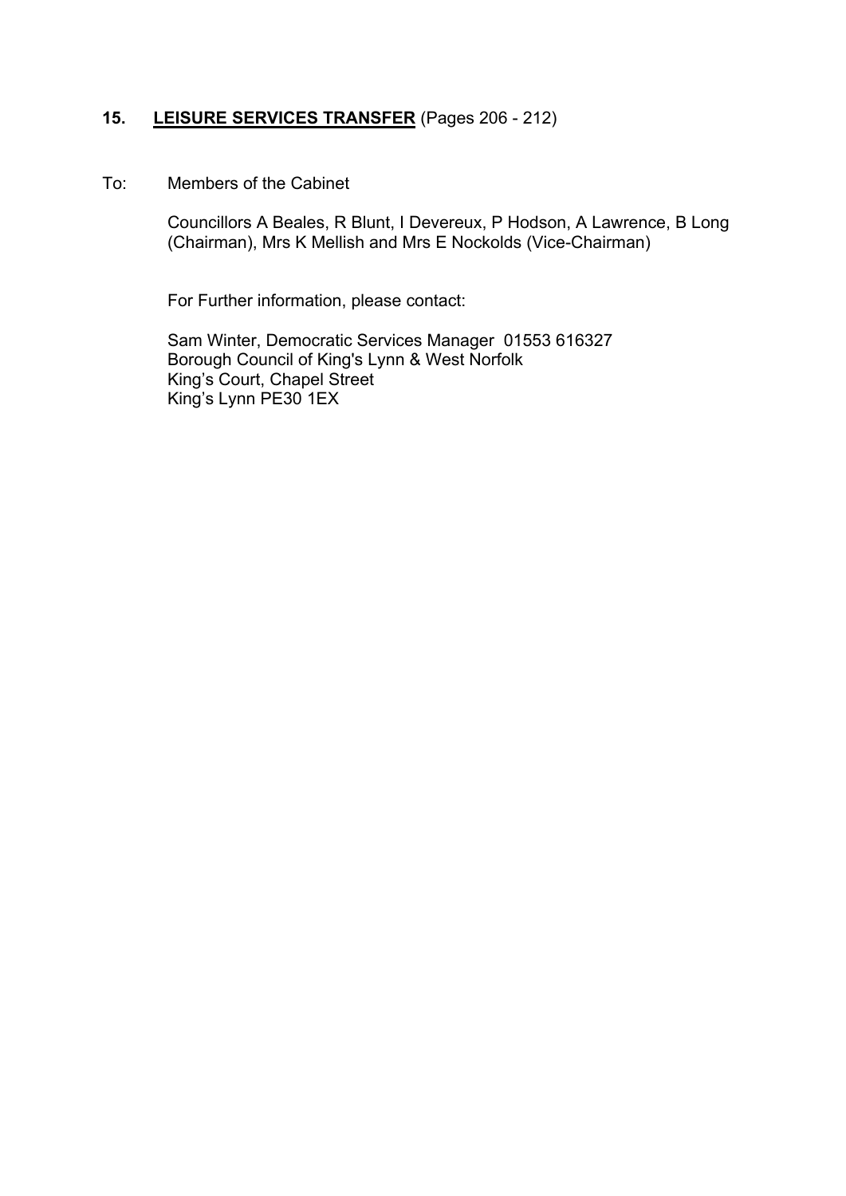**15. <u>LEISURE SERVICES TRANSFER</u>** (Pages 206 - 212)

To: Members of the Cabinet

Councillors A Beales, R Blunt, I Devereux, P Hodson, A Lawrence, B Long (Chairman), Mrs K Mellish and Mrs E Nockolds (Vice-Chairman)

For Further information, please contact:

Sam Winter, Democratic Services Manager 01553 616327
Borough Council of King's Lynn & West Norfolk
King's Court, Chapel Street
King's Lynn PE30 1EX